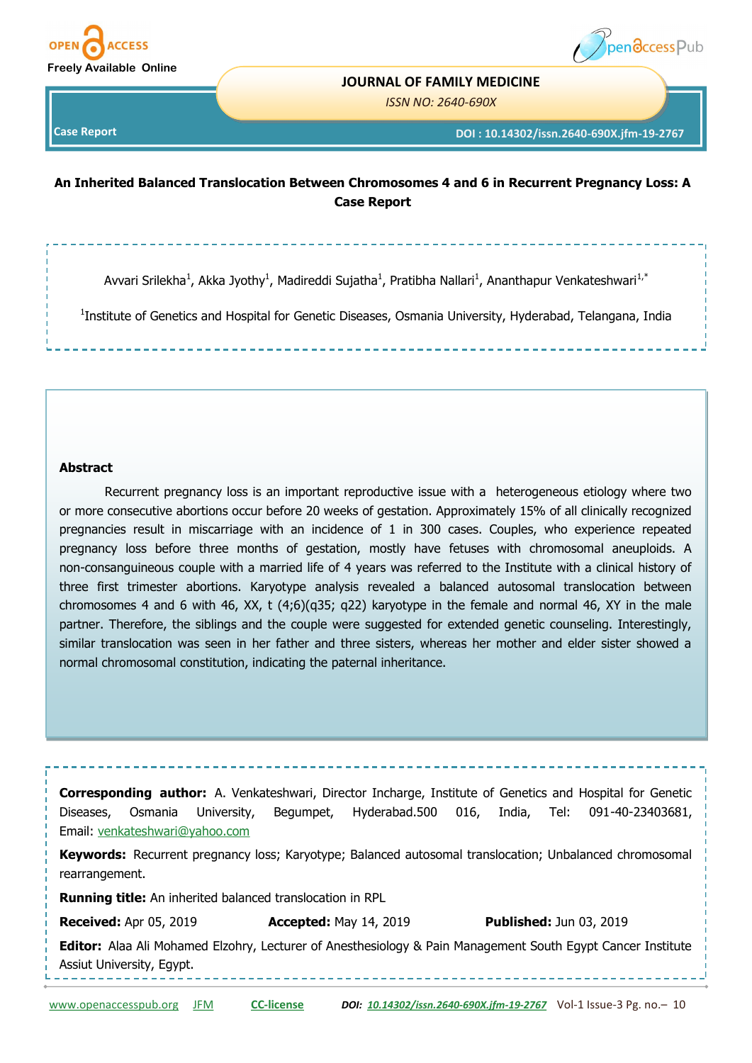Case Report

DOI : 10.14302/issn.2640-690X.jfm-19-2767

# An Inherited Balanced Translocation Between Chromosomes 4 and 6 in Recurrent Pregnancy Loss: A Case Report

Avvari Srilekha[1], Akka Jyothy[1], Madireddi Sujatha[1], Pratibha Nallari[1], Ananthapur Venkateshwari[1,*]

[1]Institute of Genetics and Hospital for Genetic Diseases, Osmania University, Hyderabad, Telangana, India

## Abstract

Recurrent pregnancy loss is an important reproductive issue with a heterogeneous etiology where two or more consecutive abortions occur before 20 weeks of gestation. Approximately 15% of all clinically recognized pregnancies result in miscarriage with an incidence of 1 in 300 cases. Couples, who experience repeated pregnancy loss before three months of gestation, mostly have fetuses with chromosomal aneuploids. A non-consanguineous couple with a married life of 4 years was referred to the Institute with a clinical history of three first trimester abortions. Karyotype analysis revealed a balanced autosomal translocation between chromosomes 4 and 6 with 46, XX, t (4;6)(q35; q22) karyotype in the female and normal 46, XY in the male partner. Therefore, the siblings and the couple were suggested for extended genetic counseling. Interestingly, similar translocation was seen in her father and three sisters, whereas her mother and elder sister showed a normal chromosomal constitution, indicating the paternal inheritance.

**Corresponding author:** A. Venkateshwari, Director Incharge, Institute of Genetics and Hospital for Genetic Diseases, Osmania University, Begumpet, Hyderabad.500 016, India, Tel: 091-40-23403681, Email: venkateshwari@yahoo.com

**Keywords:** Recurrent pregnancy loss; Karyotype; Balanced autosomal translocation; Unbalanced chromosomal rearrangement.

**Running title:** An inherited balanced translocation in RPL

**Received:** Apr 05, 2019 **Accepted:** May 14, 2019 **Published:** Jun 03, 2019

**Editor:** Alaa Ali Mohamed Elzohry, Lecturer of Anesthesiology & Pain Management South Egypt Cancer Institute Assiut University, Egypt.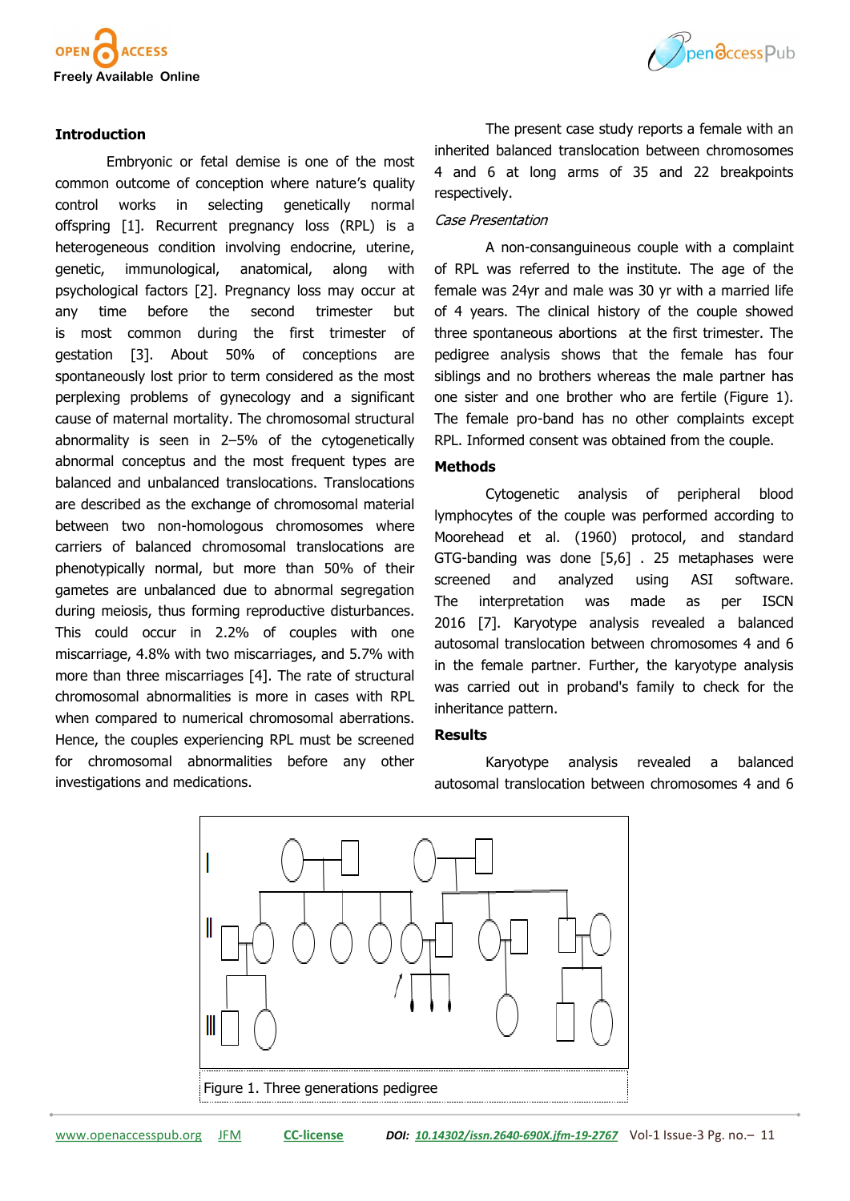## Introduction

Embryonic or fetal demise is one of the most common outcome of conception where nature's quality control works in selecting genetically normal offspring [1]. Recurrent pregnancy loss (RPL) is a heterogeneous condition involving endocrine, uterine, genetic, immunological, anatomical, along with psychological factors [2]. Pregnancy loss may occur at any time before the second trimester but is most common during the first trimester of gestation [3]. About 50% of conceptions are spontaneously lost prior to term considered as the most perplexing problems of gynecology and a significant cause of maternal mortality. The chromosomal structural abnormality is seen in 2–5% of the cytogenetically abnormal conceptus and the most frequent types are balanced and unbalanced translocations. Translocations are described as the exchange of chromosomal material between two non-homologous chromosomes where carriers of balanced chromosomal translocations are phenotypically normal, but more than 50% of their gametes are unbalanced due to abnormal segregation during meiosis, thus forming reproductive disturbances. This could occur in 2.2% of couples with one miscarriage, 4.8% with two miscarriages, and 5.7% with more than three miscarriages [4]. The rate of structural chromosomal abnormalities is more in cases with RPL when compared to numerical chromosomal aberrations. Hence, the couples experiencing RPL must be screened for chromosomal abnormalities before any other investigations and medications.

The present case study reports a female with an inherited balanced translocation between chromosomes 4 and 6 at long arms of 35 and 22 breakpoints respectively.

*Case Presentation*

A non-consanguineous couple with a complaint of RPL was referred to the institute. The age of the female was 24yr and male was 30 yr with a married life of 4 years. The clinical history of the couple showed three spontaneous abortions at the first trimester. The pedigree analysis shows that the female has four siblings and no brothers whereas the male partner has one sister and one brother who are fertile (Figure 1). The female pro-band has no other complaints except RPL. Informed consent was obtained from the couple.

## Methods

Cytogenetic analysis of peripheral blood lymphocytes of the couple was performed according to Moorehead et al. (1960) protocol, and standard GTG-banding was done [5,6] . 25 metaphases were screened and analyzed using ASI software. The interpretation was made as per ISCN 2016 [7]. Karyotype analysis revealed a balanced autosomal translocation between chromosomes 4 and 6 in the female partner. Further, the karyotype analysis was carried out in proband's family to check for the inheritance pattern.

## Results

Karyotype analysis revealed a balanced autosomal translocation between chromosomes 4 and 6

Figure 1. Three generations pedigree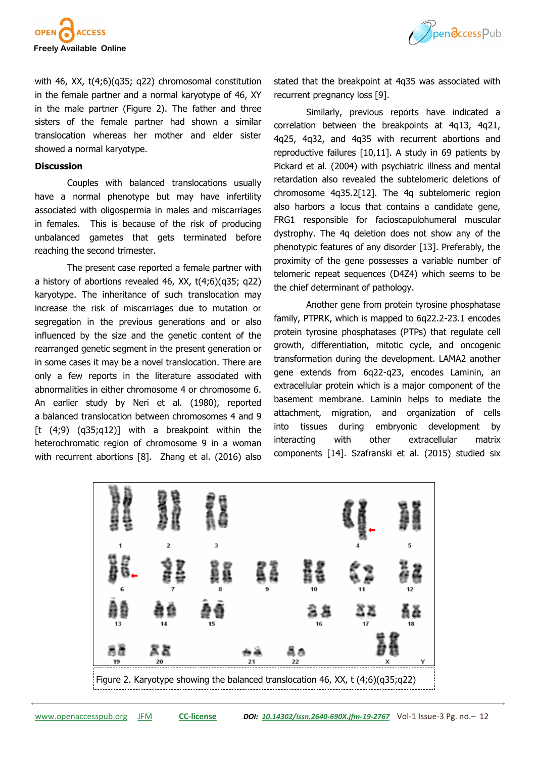with 46, XX, t(4;6)(q35; q22) chromosomal constitution in the female partner and a normal karyotype of 46, XY in the male partner (Figure 2). The father and three sisters of the female partner had shown a similar translocation whereas her mother and elder sister showed a normal karyotype.

## Discussion

Couples with balanced translocations usually have a normal phenotype but may have infertility associated with oligospermia in males and miscarriages in females. This is because of the risk of producing unbalanced gametes that gets terminated before reaching the second trimester.

The present case reported a female partner with a history of abortions revealed 46, XX, t(4;6)(q35; q22) karyotype. The inheritance of such translocation may increase the risk of miscarriages due to mutation or segregation in the previous generations and or also influenced by the size and the genetic content of the rearranged genetic segment in the present generation or in some cases it may be a novel translocation. There are only a few reports in the literature associated with abnormalities in either chromosome 4 or chromosome 6. An earlier study by Neri et al. (1980), reported a balanced translocation between chromosomes 4 and 9 [t (4;9) (q35;q12)] with a breakpoint within the heterochromatic region of chromosome 9 in a woman with recurrent abortions [8]. Zhang et al. (2016) also stated that the breakpoint at 4q35 was associated with recurrent pregnancy loss [9].

Similarly, previous reports have indicated a correlation between the breakpoints at 4q13, 4q21, 4q25, 4q32, and 4q35 with recurrent abortions and reproductive failures [10,11]. A study in 69 patients by Pickard et al. (2004) with psychiatric illness and mental retardation also revealed the subtelomeric deletions of chromosome 4q35.2[12]. The 4q subtelomeric region also harbors a locus that contains a candidate gene, FRG1 responsible for facioscapulohumeral muscular dystrophy. The 4q deletion does not show any of the phenotypic features of any disorder [13]. Preferably, the proximity of the gene possesses a variable number of telomeric repeat sequences (D4Z4) which seems to be the chief determinant of pathology.

Another gene from protein tyrosine phosphatase family, PTPRK, which is mapped to 6q22.2-23.1 encodes protein tyrosine phosphatases (PTPs) that regulate cell growth, differentiation, mitotic cycle, and oncogenic transformation during the development. LAMA2 another gene extends from 6q22-q23, encodes Laminin, an extracellular protein which is a major component of the basement membrane. Laminin helps to mediate the attachment, migration, and organization of cells into tissues during embryonic development by interacting with other extracellular matrix components [14]. Szafranski et al. (2015) studied six

Figure 2. Karyotype showing the balanced translocation 46, XX, t (4;6)(q35;q22)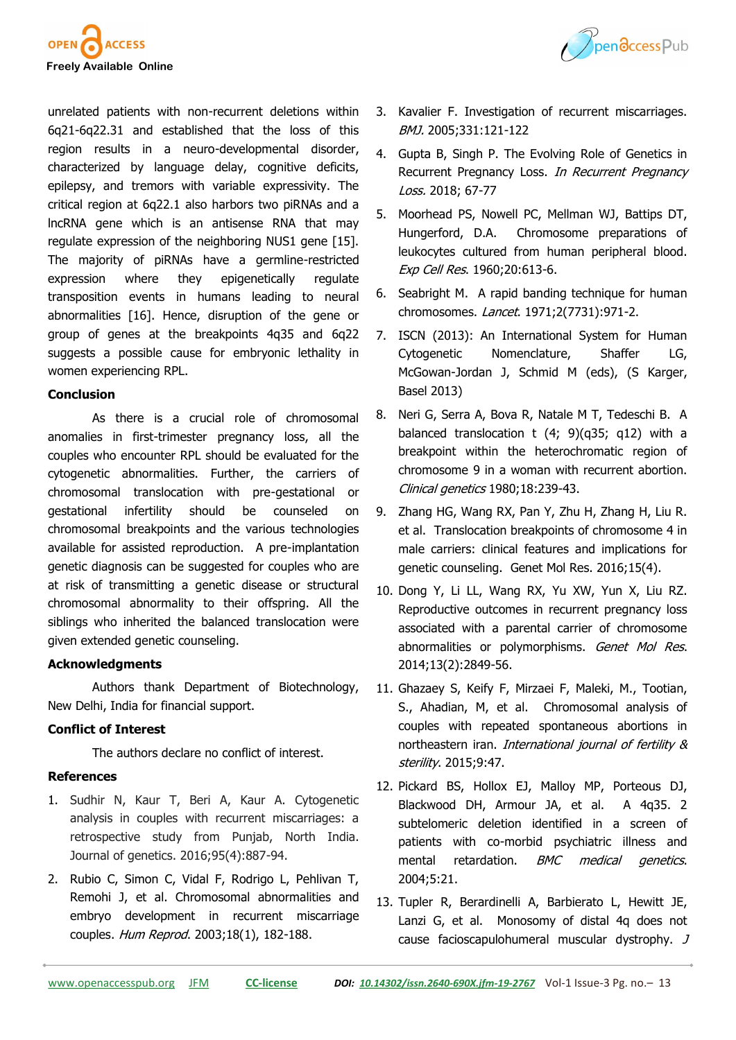unrelated patients with non-recurrent deletions within 6q21-6q22.31 and established that the loss of this region results in a neuro-developmental disorder, characterized by language delay, cognitive deficits, epilepsy, and tremors with variable expressivity. The critical region at 6q22.1 also harbors two piRNAs and a lncRNA gene which is an antisense RNA that may regulate expression of the neighboring NUS1 gene [15]. The majority of piRNAs have a germline-restricted expression where they epigenetically regulate transposition events in humans leading to neural abnormalities [16]. Hence, disruption of the gene or group of genes at the breakpoints 4q35 and 6q22 suggests a possible cause for embryonic lethality in women experiencing RPL.

## Conclusion

As there is a crucial role of chromosomal anomalies in first-trimester pregnancy loss, all the couples who encounter RPL should be evaluated for the cytogenetic abnormalities. Further, the carriers of chromosomal translocation with pre-gestational or gestational infertility should be counseled on chromosomal breakpoints and the various technologies available for assisted reproduction. A pre-implantation genetic diagnosis can be suggested for couples who are at risk of transmitting a genetic disease or structural chromosomal abnormality to their offspring. All the siblings who inherited the balanced translocation were given extended genetic counseling.

## Acknowledgments

Authors thank Department of Biotechnology, New Delhi, India for financial support.

## Conflict of Interest

The authors declare no conflict of interest.

## References

1. Sudhir N, Kaur T, Beri A, Kaur A. Cytogenetic analysis in couples with recurrent miscarriages: a retrospective study from Punjab, North India. Journal of genetics. 2016;95(4):887-94.
2. Rubio C, Simon C, Vidal F, Rodrigo L, Pehlivan T, Remohi J, et al. Chromosomal abnormalities and embryo development in recurrent miscarriage couples. *Hum Reprod*. 2003;18(1), 182-188.
3. Kavalier F. Investigation of recurrent miscarriages. *BMJ*. 2005;331:121-122
4. Gupta B, Singh P. The Evolving Role of Genetics in Recurrent Pregnancy Loss. *In Recurrent Pregnancy Loss*. 2018; 67-77
5. Moorhead PS, Nowell PC, Mellman WJ, Battips DT, Hungerford, D.A. Chromosome preparations of leukocytes cultured from human peripheral blood. *Exp Cell Res*. 1960;20:613-6.
6. Seabright M. A rapid banding technique for human chromosomes. *Lancet*. 1971;2(7731):971-2.
7. ISCN (2013): An International System for Human Cytogenetic Nomenclature, Shaffer LG, McGowan-Jordan J, Schmid M (eds), (S Karger, Basel 2013)
8. Neri G, Serra A, Bova R, Natale M T, Tedeschi B. A balanced translocation t (4; 9)(q35; q12) with a breakpoint within the heterochromatic region of chromosome 9 in a woman with recurrent abortion. *Clinical genetics* 1980;18:239-43.
9. Zhang HG, Wang RX, Pan Y, Zhu H, Zhang H, Liu R. et al. Translocation breakpoints of chromosome 4 in male carriers: clinical features and implications for genetic counseling. Genet Mol Res. 2016;15(4).
10. Dong Y, Li LL, Wang RX, Yu XW, Yun X, Liu RZ. Reproductive outcomes in recurrent pregnancy loss associated with a parental carrier of chromosome abnormalities or polymorphisms. *Genet Mol Res*. 2014;13(2):2849-56.
11. Ghazaey S, Keify F, Mirzaei F, Maleki, M., Tootian, S., Ahadian, M, et al. Chromosomal analysis of couples with repeated spontaneous abortions in northeastern iran. *International journal of fertility & sterility*. 2015;9:47.
12. Pickard BS, Hollox EJ, Malloy MP, Porteous DJ, Blackwood DH, Armour JA, et al. A 4q35. 2 subtelomeric deletion identified in a screen of patients with co-morbid psychiatric illness and mental retardation. *BMC medical genetics*. 2004;5:21.
13. Tupler R, Berardinelli A, Barbierato L, Hewitt JE, Lanzi G, et al. Monosomy of distal 4q does not cause facioscapulohumeral muscular dystrophy. *J*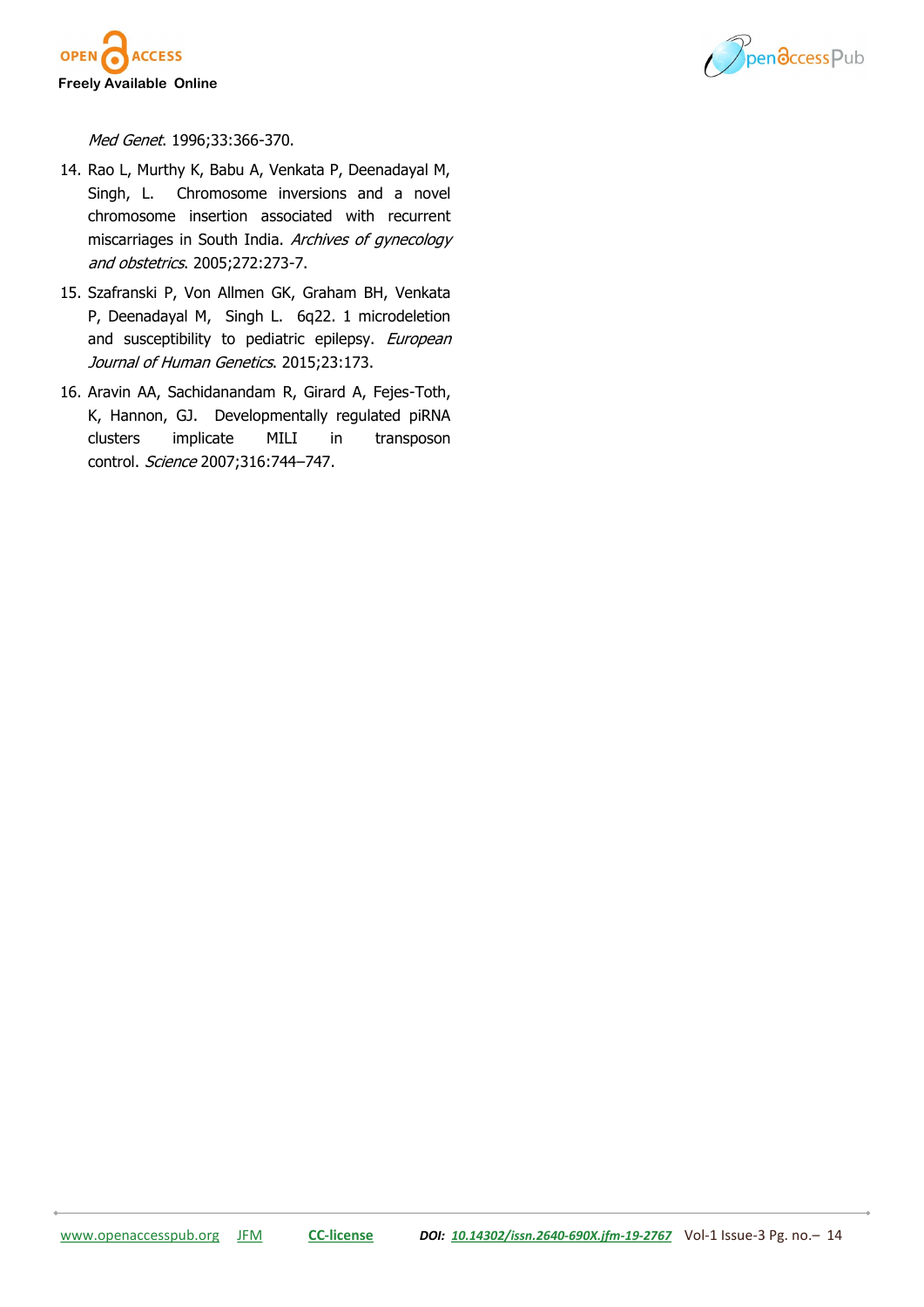*Med Genet*. 1996;33:366-370.

14. Rao L, Murthy K, Babu A, Venkata P, Deenadayal M, Singh, L. Chromosome inversions and a novel chromosome insertion associated with recurrent miscarriages in South India. *Archives of gynecology and obstetrics*. 2005;272:273-7.
15. Szafranski P, Von Allmen GK, Graham BH, Venkata P, Deenadayal M, Singh L. 6q22. 1 microdeletion and susceptibility to pediatric epilepsy. *European Journal of Human Genetics*. 2015;23:173.
16. Aravin AA, Sachidanandam R, Girard A, Fejes-Toth, K, Hannon, GJ. Developmentally regulated piRNA clusters implicate MILI in transposon control. *Science* 2007;316:744–747.